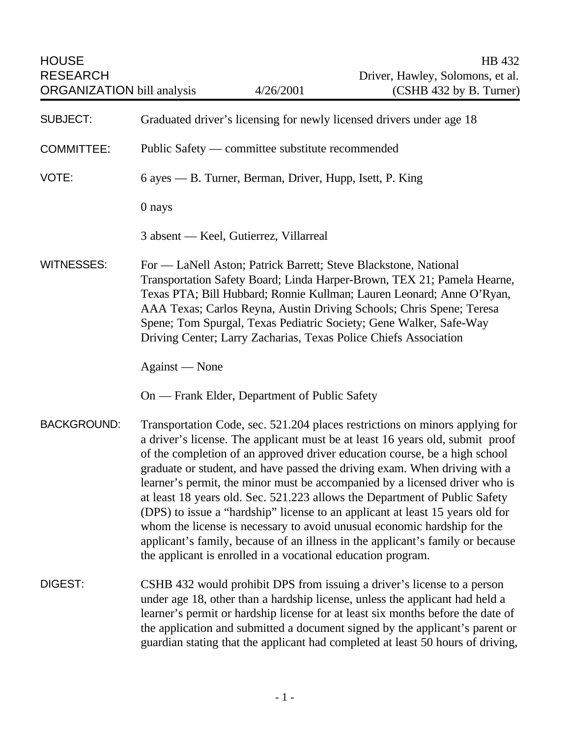| | | |
|---|---|---|
| HOUSE RESEARCH ORGANIZATION bill analysis | 4/26/2001 | HB 432 Driver, Hawley, Solomons, et al. (CSHB 432 by B. Turner) |

SUBJECT: Graduated driver's licensing for newly licensed drivers under age 18

COMMITTEE: Public Safety — committee substitute recommended

VOTE: 6 ayes — B. Turner, Berman, Driver, Hupp, Isett, P. King

0 nays

3 absent — Keel, Gutierrez, Villarreal

WITNESSES: For — LaNell Aston; Patrick Barrett; Steve Blackstone, National Transportation Safety Board; Linda Harper-Brown, TEX 21; Pamela Hearne, Texas PTA; Bill Hubbard; Ronnie Kullman; Lauren Leonard; Anne O'Ryan, AAA Texas; Carlos Reyna, Austin Driving Schools; Chris Spene; Teresa Spene; Tom Spurgal, Texas Pediatric Society; Gene Walker, Safe-Way Driving Center; Larry Zacharias, Texas Police Chiefs Association

Against — None

On — Frank Elder, Department of Public Safety

BACKGROUND: Transportation Code, sec. 521.204 places restrictions on minors applying for a driver's license. The applicant must be at least 16 years old, submit proof of the completion of an approved driver education course, be a high school graduate or student, and have passed the driving exam. When driving with a learner's permit, the minor must be accompanied by a licensed driver who is at least 18 years old. Sec. 521.223 allows the Department of Public Safety (DPS) to issue a "hardship" license to an applicant at least 15 years old for whom the license is necessary to avoid unusual economic hardship for the applicant's family, because of an illness in the applicant's family or because the applicant is enrolled in a vocational education program.

DIGEST: CSHB 432 would prohibit DPS from issuing a driver's license to a person under age 18, other than a hardship license, unless the applicant had held a learner's permit or hardship license for at least six months before the date of the application and submitted a document signed by the applicant's parent or guardian stating that the applicant had completed at least 50 hours of driving,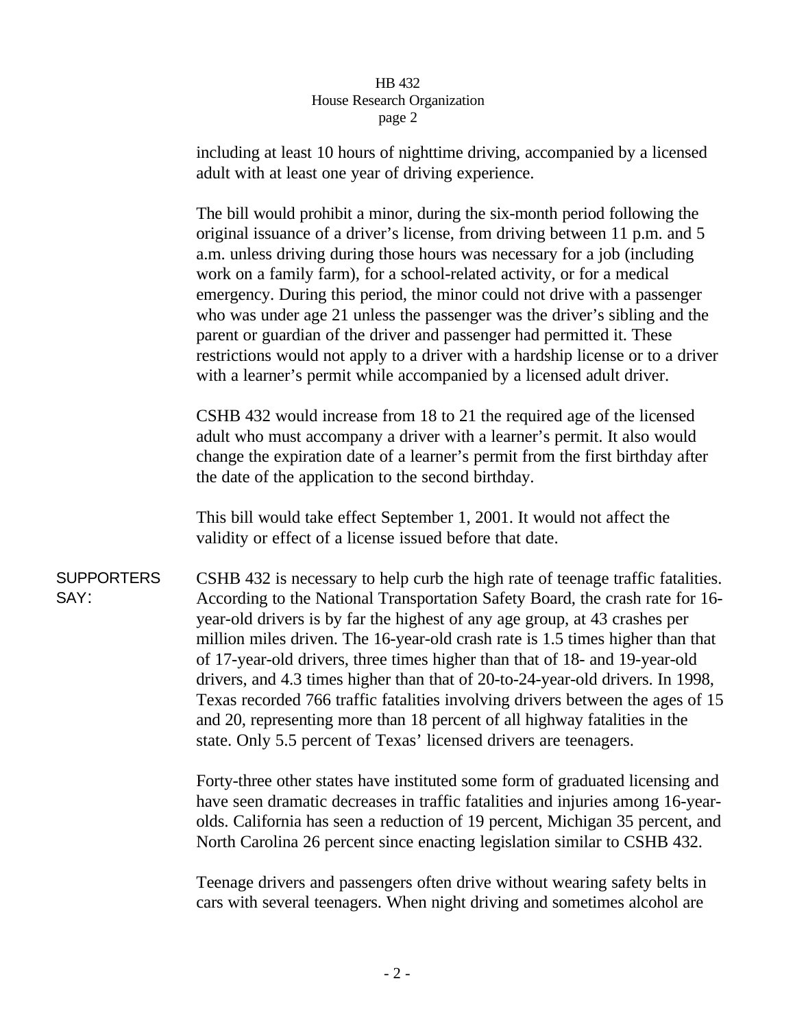including at least 10 hours of nighttime driving, accompanied by a licensed adult with at least one year of driving experience.

The bill would prohibit a minor, during the six-month period following the original issuance of a driver's license, from driving between 11 p.m. and 5 a.m. unless driving during those hours was necessary for a job (including work on a family farm), for a school-related activity, or for a medical emergency. During this period, the minor could not drive with a passenger who was under age 21 unless the passenger was the driver's sibling and the parent or guardian of the driver and passenger had permitted it. These restrictions would not apply to a driver with a hardship license or to a driver with a learner's permit while accompanied by a licensed adult driver.

CSHB 432 would increase from 18 to 21 the required age of the licensed adult who must accompany a driver with a learner's permit. It also would change the expiration date of a learner's permit from the first birthday after the date of the application to the second birthday.

This bill would take effect September 1, 2001. It would not affect the validity or effect of a license issued before that date.

**SUPPORTERS SAY:**

CSHB 432 is necessary to help curb the high rate of teenage traffic fatalities. According to the National Transportation Safety Board, the crash rate for 16-year-old drivers is by far the highest of any age group, at 43 crashes per million miles driven. The 16-year-old crash rate is 1.5 times higher than that of 17-year-old drivers, three times higher than that of 18- and 19-year-old drivers, and 4.3 times higher than that of 20-to-24-year-old drivers. In 1998, Texas recorded 766 traffic fatalities involving drivers between the ages of 15 and 20, representing more than 18 percent of all highway fatalities in the state. Only 5.5 percent of Texas' licensed drivers are teenagers.

Forty-three other states have instituted some form of graduated licensing and have seen dramatic decreases in traffic fatalities and injuries among 16-year-olds. California has seen a reduction of 19 percent, Michigan 35 percent, and North Carolina 26 percent since enacting legislation similar to CSHB 432.

Teenage drivers and passengers often drive without wearing safety belts in cars with several teenagers. When night driving and sometimes alcohol are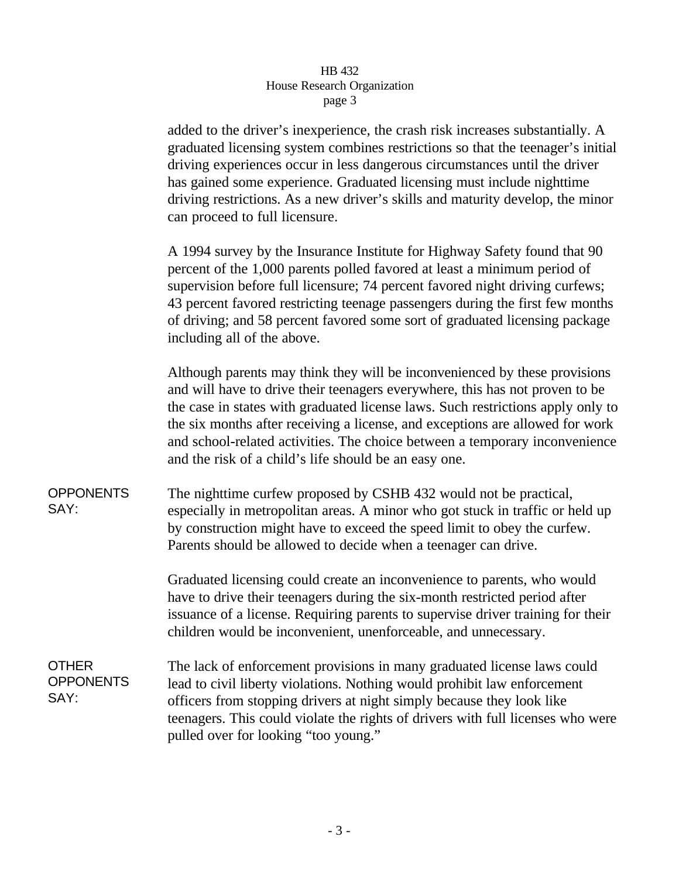added to the driver's inexperience, the crash risk increases substantially. A graduated licensing system combines restrictions so that the teenager's initial driving experiences occur in less dangerous circumstances until the driver has gained some experience. Graduated licensing must include nighttime driving restrictions. As a new driver's skills and maturity develop, the minor can proceed to full licensure.

A 1994 survey by the Insurance Institute for Highway Safety found that 90 percent of the 1,000 parents polled favored at least a minimum period of supervision before full licensure; 74 percent favored night driving curfews; 43 percent favored restricting teenage passengers during the first few months of driving; and 58 percent favored some sort of graduated licensing package including all of the above.

Although parents may think they will be inconvenienced by these provisions and will have to drive their teenagers everywhere, this has not proven to be the case in states with graduated license laws. Such restrictions apply only to the six months after receiving a license, and exceptions are allowed for work and school-related activities. The choice between a temporary inconvenience and the risk of a child's life should be an easy one.

**OPPONENTS SAY:**

The nighttime curfew proposed by CSHB 432 would not be practical, especially in metropolitan areas. A minor who got stuck in traffic or held up by construction might have to exceed the speed limit to obey the curfew. Parents should be allowed to decide when a teenager can drive.

Graduated licensing could create an inconvenience to parents, who would have to drive their teenagers during the six-month restricted period after issuance of a license. Requiring parents to supervise driver training for their children would be inconvenient, unenforceable, and unnecessary.

**OTHER OPPONENTS SAY:**

The lack of enforcement provisions in many graduated license laws could lead to civil liberty violations. Nothing would prohibit law enforcement officers from stopping drivers at night simply because they look like teenagers. This could violate the rights of drivers with full licenses who were pulled over for looking "too young."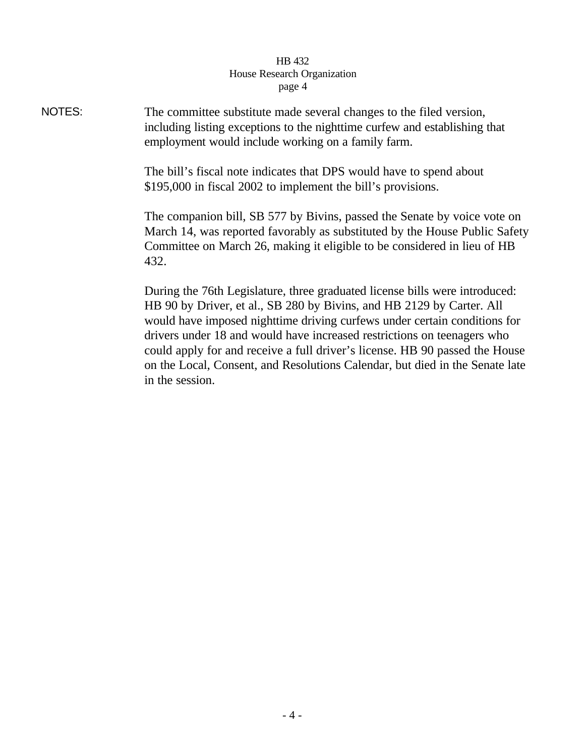NOTES: The committee substitute made several changes to the filed version, including listing exceptions to the nighttime curfew and establishing that employment would include working on a family farm.

The bill's fiscal note indicates that DPS would have to spend about $195,000 in fiscal 2002 to implement the bill's provisions.

The companion bill, SB 577 by Bivins, passed the Senate by voice vote on March 14, was reported favorably as substituted by the House Public Safety Committee on March 26, making it eligible to be considered in lieu of HB 432.

During the 76th Legislature, three graduated license bills were introduced: HB 90 by Driver, et al., SB 280 by Bivins, and HB 2129 by Carter. All would have imposed nighttime driving curfews under certain conditions for drivers under 18 and would have increased restrictions on teenagers who could apply for and receive a full driver's license. HB 90 passed the House on the Local, Consent, and Resolutions Calendar, but died in the Senate late in the session.